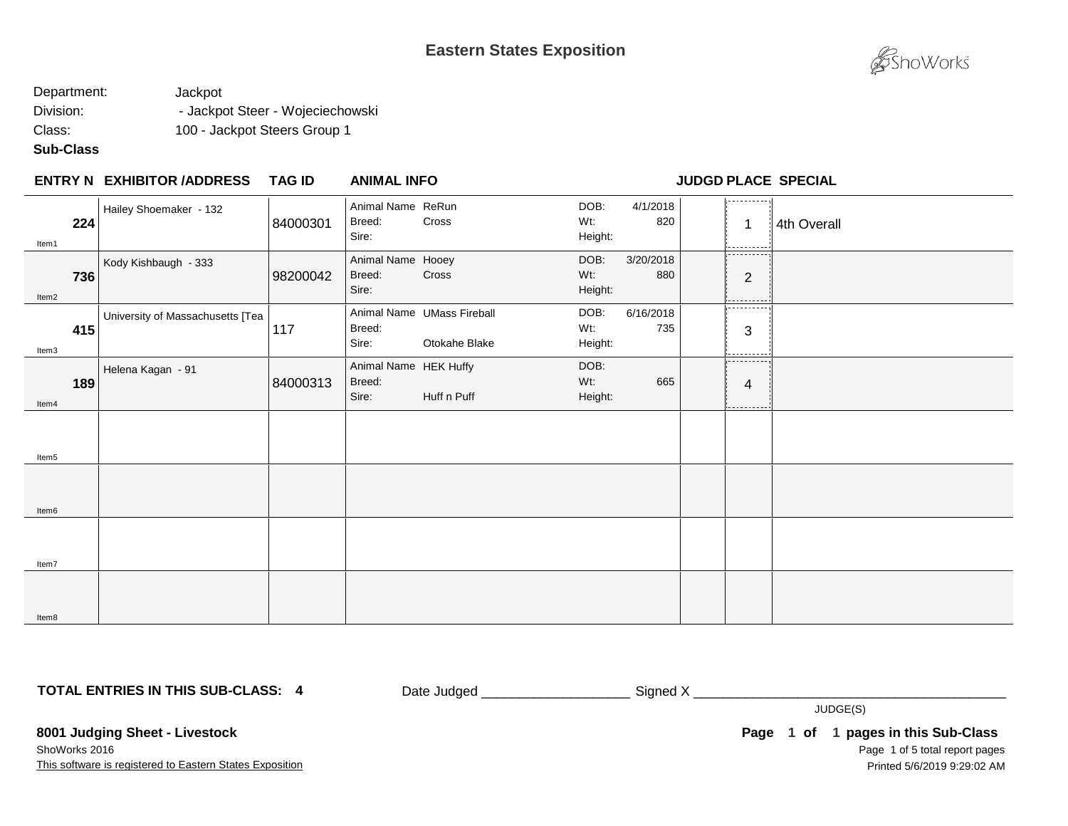# Eastern States Exposition

Department: Jackpot

Division: - Jackpot Steer - Wojeciechowski

Class: 100 - Jackpot Steers Group 1

**Sub-Class**

| ENTRY N | EXHIBITOR /ADDRESS | TAG ID | ANIMAL INFO | | JUDGD | PLACE | SPECIAL |
|---|---|---|---|---|---|---|---|
| 224 Item1 | Hailey Shoemaker - 132 | 84000301 | Animal Name ReRun<br>Breed: Cross<br>Sire: | DOB: 4/1/2018<br>Wt: 820<br>Height: | | 1 | 4th Overall |
| 736 Item2 | Kody Kishbaugh - 333 | 98200042 | Animal Name Hooey<br>Breed: Cross<br>Sire: | DOB: 3/20/2018<br>Wt: 880<br>Height: | | 2 | |
| 415 Item3 | University of Massachusetts [Tea | 117 | Animal Name UMass Fireball<br>Breed:<br>Sire: Otokahe Blake | DOB: 6/16/2018<br>Wt: 735<br>Height: | | 3 | |
| 189 Item4 | Helena Kagan - 91 | 84000313 | Animal Name HEK Huffy<br>Breed:<br>Sire: Huff n Puff | DOB:<br>Wt: 665<br>Height: | | 4 | |
| Item5 | | | | | | | |
| Item6 | | | | | | | |
| Item7 | | | | | | | |
| Item8 | | | | | | | |

**TOTAL ENTRIES IN THIS SUB-CLASS: 4**

Date Judged ____________________ Signed X ________________________________________

JUDGE(S)

**8001 Judging Sheet - Livestock**

**Page 1 of 1 pages in this Sub-Class**

ShoWorks 2016

This software is registered to Eastern States Exposition

Printed 5/6/2019 9:29:02 AM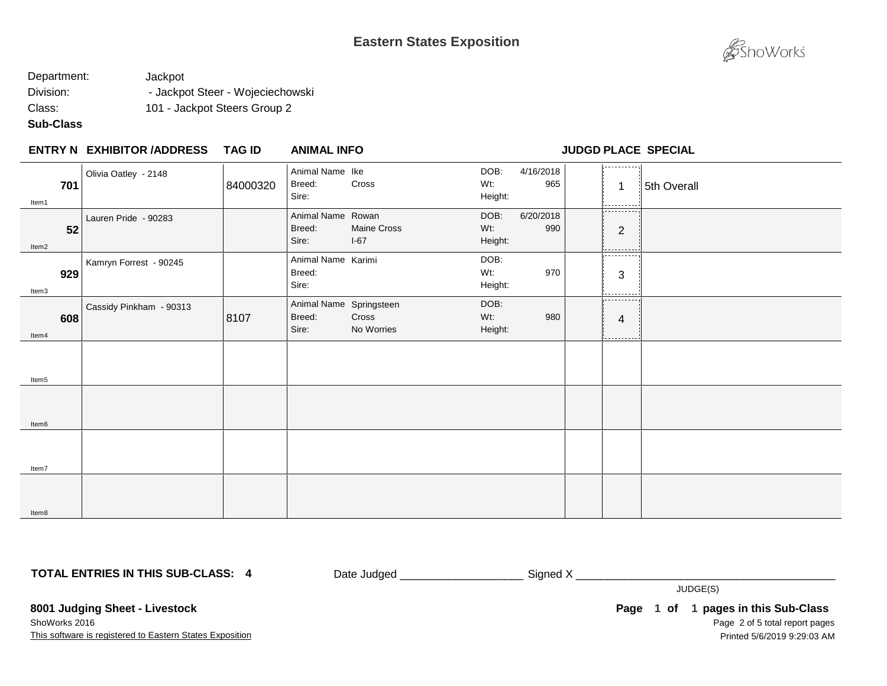# Eastern States Exposition

Department: Jackpot

Division: - Jackpot Steer - Wojeciechowski

Class: 101 - Jackpot Steers Group 2

**Sub-Class**

| ENTRY N | EXHIBITOR /ADDRESS | TAG ID | ANIMAL INFO | | | | JUDGD | PLACE | SPECIAL |
|---|---|---|---|---|---|---|---|---|---|
| 701 (Item1) | Olivia Oatley - 2148 | 84000320 | Animal Name: Ike<br>Breed: Cross<br>Sire: | | DOB: 4/16/2018<br>Wt: 965<br>Height: | | | 1 | 5th Overall |
| 52 (Item2) | Lauren Pride - 90283 | | Animal Name: Rowan<br>Breed: Maine Cross<br>Sire: I-67 | | DOB: 6/20/2018<br>Wt: 990<br>Height: | | | 2 | |
| 929 (Item3) | Kamryn Forrest - 90245 | | Animal Name: Karimi<br>Breed:<br>Sire: | | DOB:<br>Wt: 970<br>Height: | | | 3 | |
| 608 (Item4) | Cassidy Pinkham - 90313 | 8107 | Animal Name: Springsteen<br>Breed: Cross<br>Sire: No Worries | | DOB:<br>Wt: 980<br>Height: | | | 4 | |
| (Item5) | | | | | | | | | |
| (Item6) | | | | | | | | | |
| (Item7) | | | | | | | | | |
| (Item8) | | | | | | | | | |

**TOTAL ENTRIES IN THIS SUB-CLASS: 4**

Date Judged ____________________ Signed X ________________________________________

JUDGE(S)

**8001 Judging Sheet - Livestock**

ShoWorks 2016

This software is registered to Eastern States Exposition

**Page 1 of 1 pages in this Sub-Class**

Printed 5/6/2019 9:29:03 AM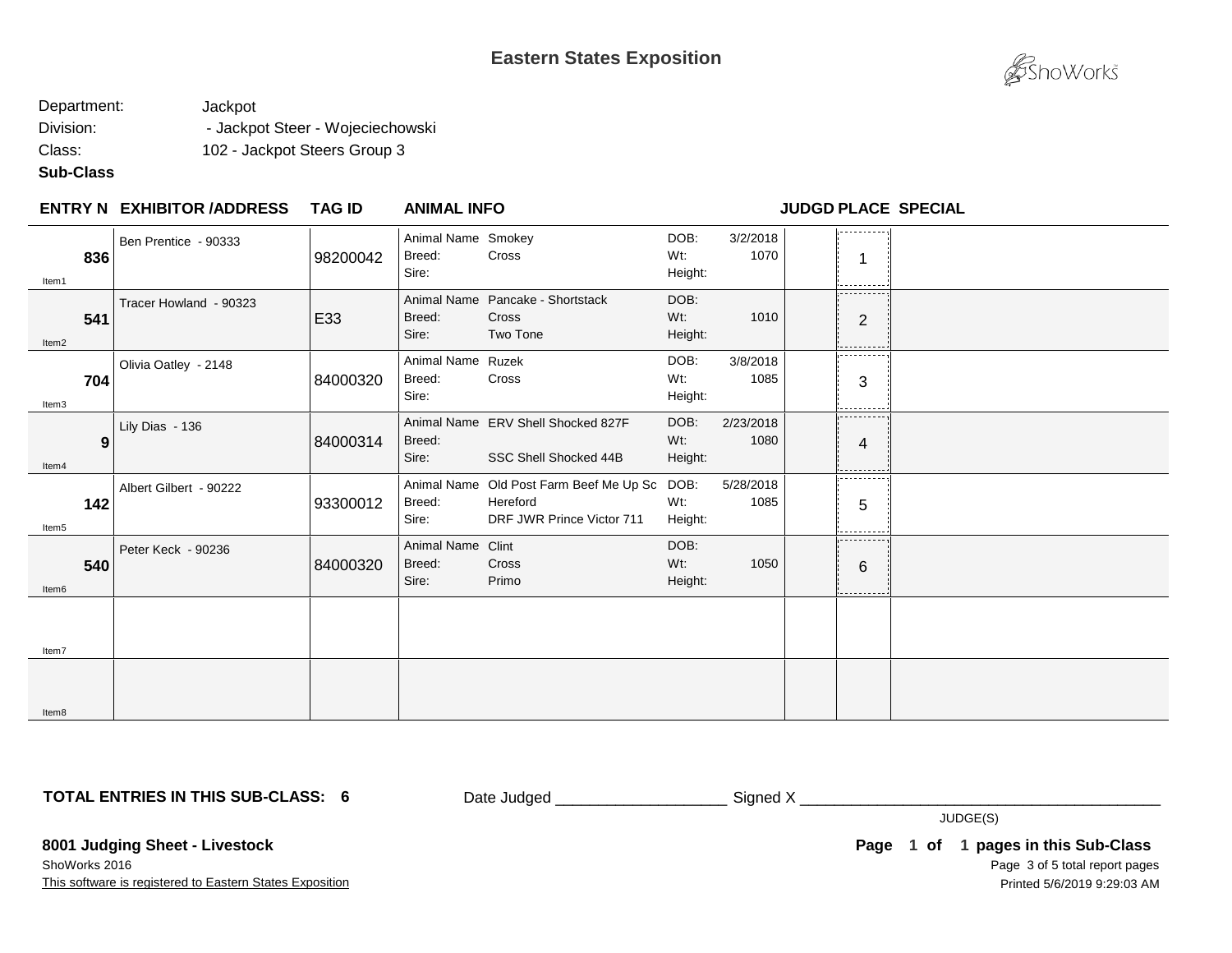# Eastern States Exposition

Department: Jackpot

Division: - Jackpot Steer - Wojeciechowski

Class: 102 - Jackpot Steers Group 3

**Sub-Class**

| ENTRY N | EXHIBITOR /ADDRESS | TAG ID | ANIMAL INFO | | | | JUDGD | PLACE | SPECIAL |
|---|---|---|---|---|---|---|---|---|---|
| **836** Item1 | Ben Prentice - 90333 | 98200042 | Animal Name<br>Breed:<br>Sire: | Smokey<br>Cross<br> | DOB:<br>Wt:<br>Height: | 3/2/2018<br>1070<br> | | 1 | |
| **541** Item2 | Tracer Howland - 90323 | E33 | Animal Name<br>Breed:<br>Sire: | Pancake - Shortstack<br>Cross<br>Two Tone | DOB:<br>Wt:<br>Height: | <br>1010<br> | | 2 | |
| **704** Item3 | Olivia Oatley - 2148 | 84000320 | Animal Name<br>Breed:<br>Sire: | Ruzek<br>Cross<br> | DOB:<br>Wt:<br>Height: | 3/8/2018<br>1085<br> | | 3 | |
| **9** Item4 | Lily Dias - 136 | 84000314 | Animal Name<br>Breed:<br>Sire: | ERV Shell Shocked 827F<br><br>SSC Shell Shocked 44B | DOB:<br>Wt:<br>Height: | 2/23/2018<br>1080<br> | | 4 | |
| **142** Item5 | Albert Gilbert - 90222 | 93300012 | Animal Name<br>Breed:<br>Sire: | Old Post Farm Beef Me Up Sc<br>Hereford<br>DRF JWR Prince Victor 711 | DOB:<br>Wt:<br>Height: | 5/28/2018<br>1085<br> | | 5 | |
| **540** Item6 | Peter Keck - 90236 | 84000320 | Animal Name<br>Breed:<br>Sire: | Clint<br>Cross<br>Primo | DOB:<br>Wt:<br>Height: | <br>1050<br> | | 6 | |
| Item7 | | | | | | | | | |
| Item8 | | | | | | | | | |

**TOTAL ENTRIES IN THIS SUB-CLASS: 6**

Date Judged ____________________ Signed X ________________________________________

JUDGE(S)

**8001 Judging Sheet - Livestock**

**Page 1 of 1 pages in this Sub-Class**

ShoWorks 2016

This software is registered to Eastern States Exposition

Printed 5/6/2019 9:29:03 AM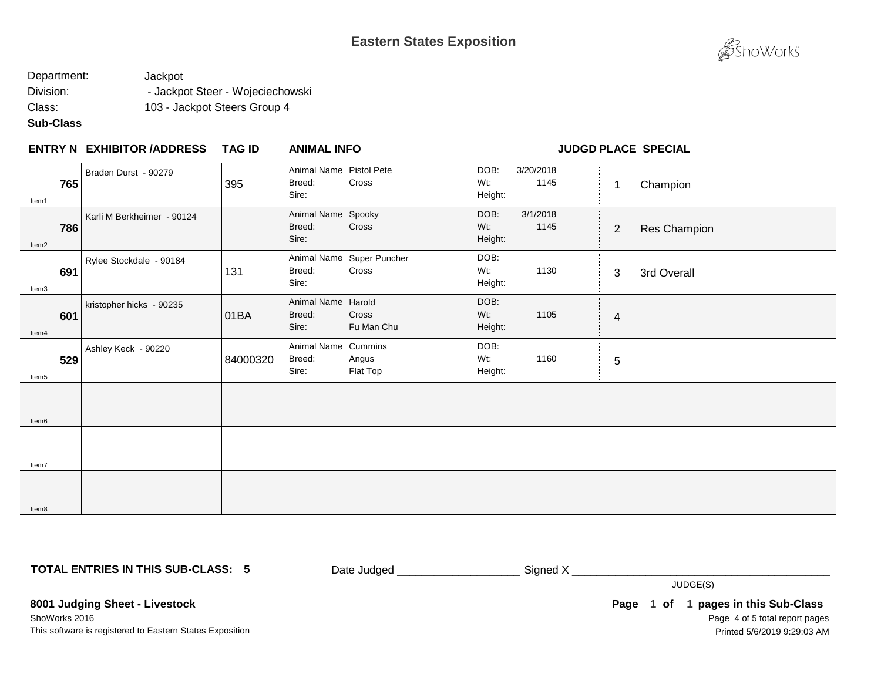# Eastern States Exposition

Department: Jackpot

Division: - Jackpot Steer - Wojeciechowski

Class: 103 - Jackpot Steers Group 4

**Sub-Class**

| ENTRY N | EXHIBITOR /ADDRESS | TAG ID | ANIMAL INFO | | | JUDGD | PLACE | SPECIAL |
|---|---|---|---|---|---|---|---|---|
| 765 (Item1) | Braden Durst - 90279 | 395 | Animal Name: Pistol Pete; Breed: Cross; Sire: | DOB: 3/20/2018; Wt: 1145; Height: | | | 1 | Champion |
| 786 (Item2) | Karli M Berkheimer - 90124 | | Animal Name: Spooky; Breed: Cross; Sire: | DOB: 3/1/2018; Wt: 1145; Height: | | | 2 | Res Champion |
| 691 (Item3) | Rylee Stockdale - 90184 | 131 | Animal Name: Super Puncher; Breed: Cross; Sire: | DOB: ; Wt: 1130; Height: | | | 3 | 3rd Overall |
| 601 (Item4) | kristopher hicks - 90235 | 01BA | Animal Name: Harold; Breed: Cross; Sire: Fu Man Chu | DOB: ; Wt: 1105; Height: | | | 4 | |
| 529 (Item5) | Ashley Keck - 90220 | 84000320 | Animal Name: Cummins; Breed: Angus; Sire: Flat Top | DOB: ; Wt: 1160; Height: | | | 5 | |
| Item6 | | | | | | | | |
| Item7 | | | | | | | | |
| Item8 | | | | | | | | |

**TOTAL ENTRIES IN THIS SUB-CLASS: 5**

Date Judged ____________________ Signed X __________________________________________

JUDGE(S)

**8001 Judging Sheet - Livestock**

ShoWorks 2016

This software is registered to Eastern States Exposition

**Page 1 of 1 pages in this Sub-Class**

Printed 5/6/2019 9:29:03 AM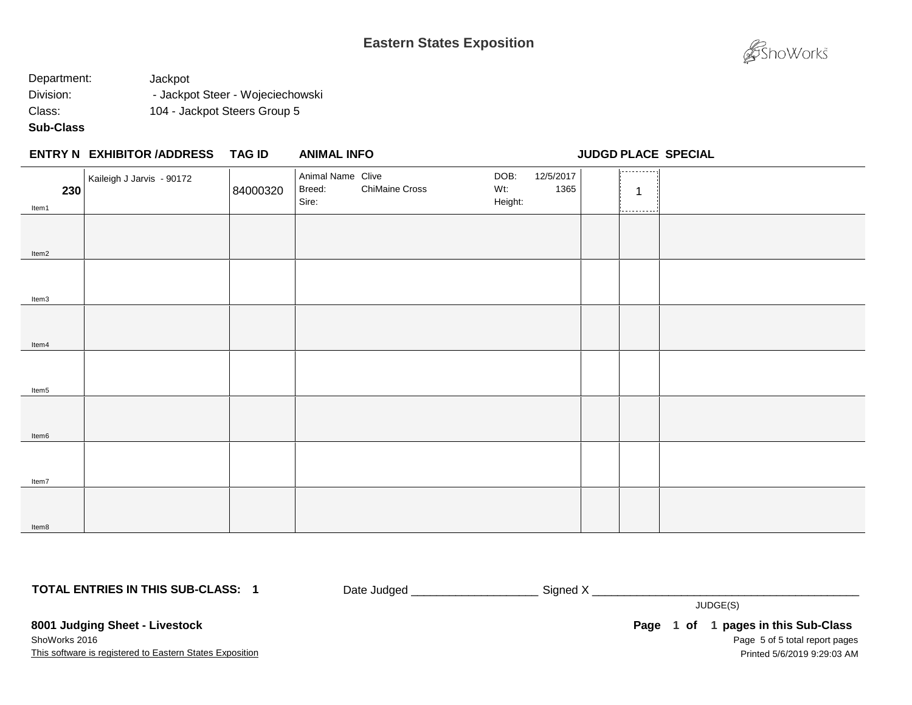# Eastern States Exposition

ShoWorks

Department: Jackpot
Division: - Jackpot Steer - Wojeciechowski
Class: 104 - Jackpot Steers Group 5
**Sub-Class**

| ENTRY N | EXHIBITOR /ADDRESS | TAG ID | ANIMAL INFO | | JUDGD | PLACE | SPECIAL |
|---|---|---|---|---|---|---|---|
| 230 Item1 | Kaileigh J Jarvis - 90172 | 84000320 | Animal Name Clive<br>Breed: ChiMaine Cross<br>Sire: | DOB: 12/5/2017<br>Wt: 1365<br>Height: | | 1 | |
| Item2 | | | | | | | |
| Item3 | | | | | | | |
| Item4 | | | | | | | |
| Item5 | | | | | | | |
| Item6 | | | | | | | |
| Item7 | | | | | | | |
| Item8 | | | | | | | |

**TOTAL ENTRIES IN THIS SUB-CLASS: 1**

Date Judged ____________________ Signed X ___________________________________________
JUDGE(S)

**8001 Judging Sheet - Livestock**
ShoWorks 2016
This software is registered to Eastern States Exposition

**Page 1 of 1 pages in this Sub-Class**
Printed 5/6/2019 9:29:03 AM